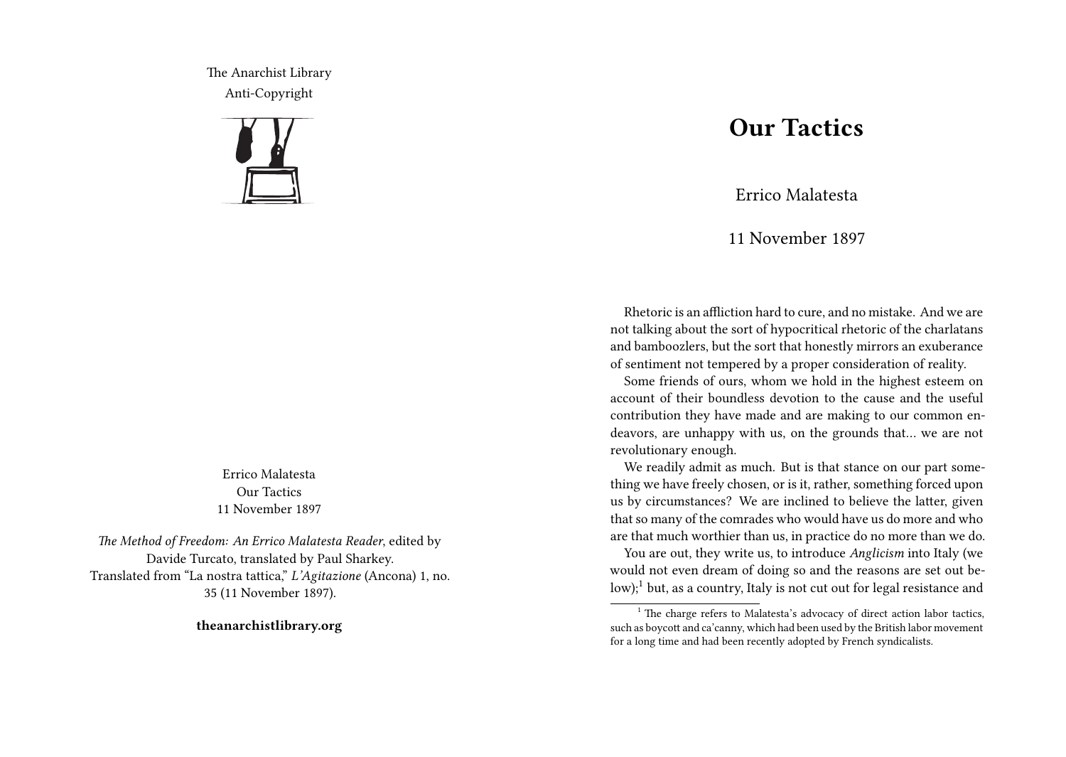The Anarchist Library
Anti-Copyright

Errico Malatesta
Our Tactics
11 November 1897

*The Method of Freedom: An Errico Malatesta Reader*, edited by Davide Turcato, translated by Paul Sharkey.
Translated from "La nostra tattica," *L'Agitazione* (Ancona) 1, no. 35 (11 November 1897).

**theanarchistlibrary.org**

# Our Tactics

Errico Malatesta

11 November 1897

Rhetoric is an affliction hard to cure, and no mistake. And we are not talking about the sort of hypocritical rhetoric of the charlatans and bamboozlers, but the sort that honestly mirrors an exuberance of sentiment not tempered by a proper consideration of reality.

Some friends of ours, whom we hold in the highest esteem on account of their boundless devotion to the cause and the useful contribution they have made and are making to our common endeavors, are unhappy with us, on the grounds that… we are not revolutionary enough.

We readily admit as much. But is that stance on our part something we have freely chosen, or is it, rather, something forced upon us by circumstances? We are inclined to believe the latter, given that so many of the comrades who would have us do more and who are that much worthier than us, in practice do no more than we do.

You are out, they write us, to introduce *Anglicism* into Italy (we would not even dream of doing so and the reasons are set out below);[1] but, as a country, Italy is not cut out for legal resistance and

[1] The charge refers to Malatesta's advocacy of direct action labor tactics, such as boycott and ca'canny, which had been used by the British labor movement for a long time and had been recently adopted by French syndicalists.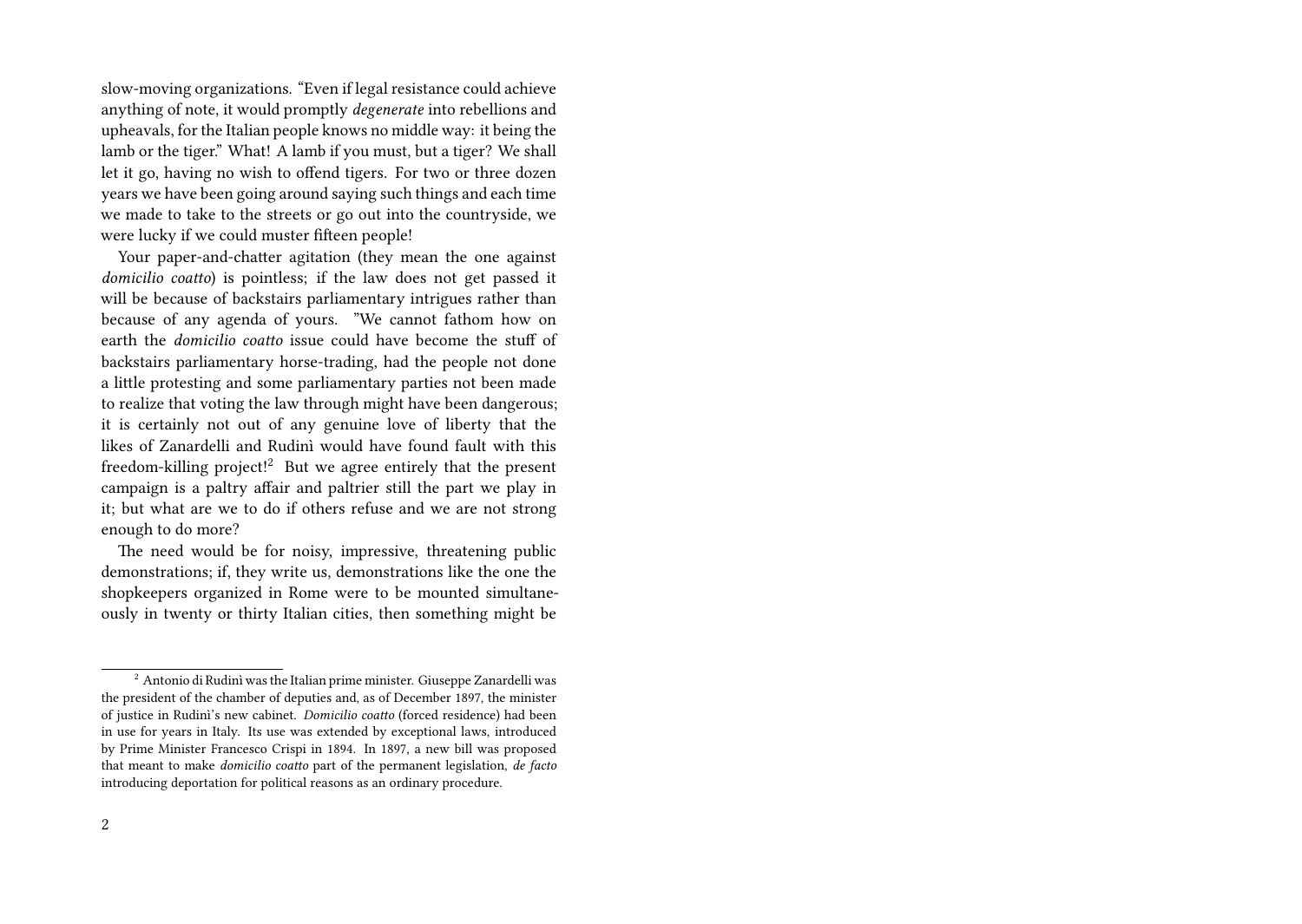slow-moving organizations. "Even if legal resistance could achieve anything of note, it would promptly *degenerate* into rebellions and upheavals, for the Italian people knows no middle way: it being the lamb or the tiger." What! A lamb if you must, but a tiger? We shall let it go, having no wish to offend tigers. For two or three dozen years we have been going around saying such things and each time we made to take to the streets or go out into the countryside, we were lucky if we could muster fifteen people!

Your paper-and-chatter agitation (they mean the one against *domicilio coatto*) is pointless; if the law does not get passed it will be because of backstairs parliamentary intrigues rather than because of any agenda of yours. "We cannot fathom how on earth the *domicilio coatto* issue could have become the stuff of backstairs parliamentary horse-trading, had the people not done a little protesting and some parliamentary parties not been made to realize that voting the law through might have been dangerous; it is certainly not out of any genuine love of liberty that the likes of Zanardelli and Rudinì would have found fault with this freedom-killing project![2] But we agree entirely that the present campaign is a paltry affair and paltrier still the part we play in it; but what are we to do if others refuse and we are not strong enough to do more?

The need would be for noisy, impressive, threatening public demonstrations; if, they write us, demonstrations like the one the shopkeepers organized in Rome were to be mounted simultaneously in twenty or thirty Italian cities, then something might be

---

[2] Antonio di Rudinì was the Italian prime minister. Giuseppe Zanardelli was the president of the chamber of deputies and, as of December 1897, the minister of justice in Rudinì's new cabinet. *Domicilio coatto* (forced residence) had been in use for years in Italy. Its use was extended by exceptional laws, introduced by Prime Minister Francesco Crispi in 1894. In 1897, a new bill was proposed that meant to make *domicilio coatto* part of the permanent legislation, *de facto* introducing deportation for political reasons as an ordinary procedure.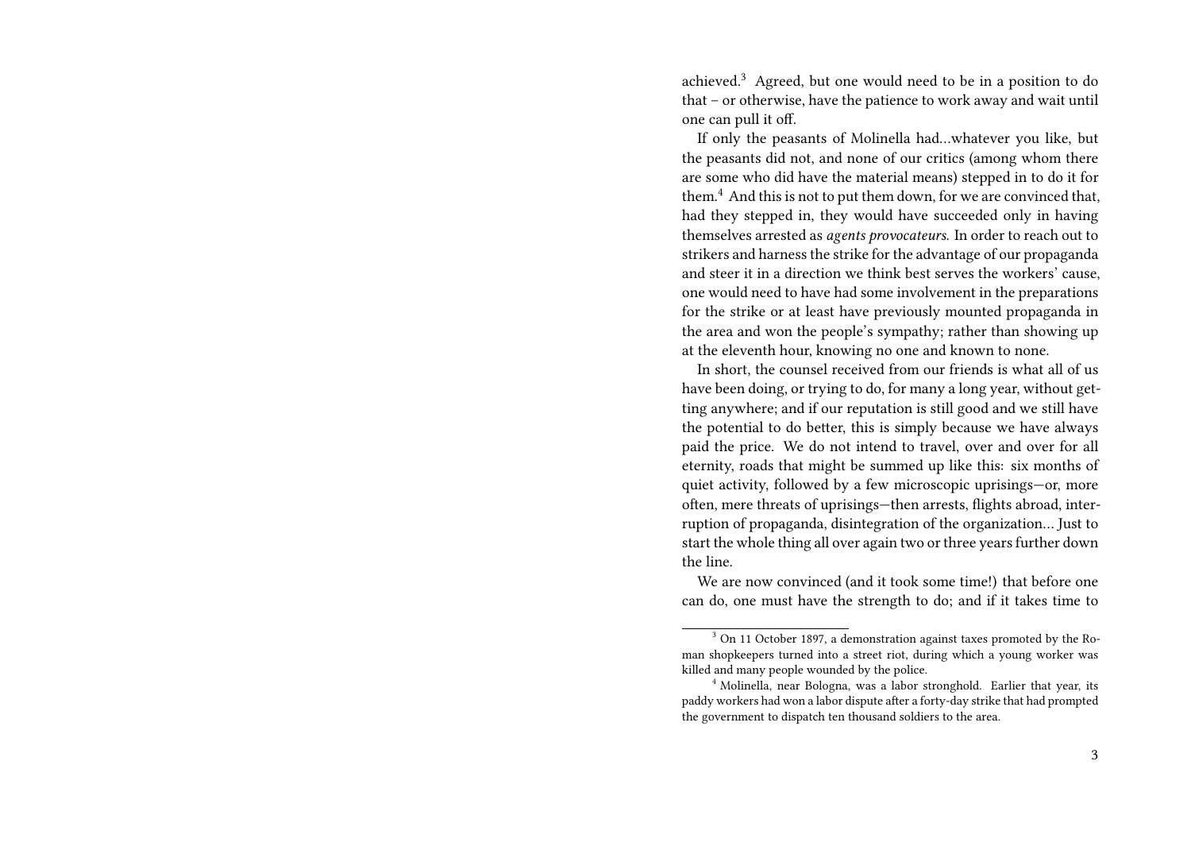achieved.[3] Agreed, but one would need to be in a position to do that – or otherwise, have the patience to work away and wait until one can pull it off.

If only the peasants of Molinella had…whatever you like, but the peasants did not, and none of our critics (among whom there are some who did have the material means) stepped in to do it for them.[4] And this is not to put them down, for we are convinced that, had they stepped in, they would have succeeded only in having themselves arrested as *agents provocateurs.* In order to reach out to strikers and harness the strike for the advantage of our propaganda and steer it in a direction we think best serves the workers' cause, one would need to have had some involvement in the preparations for the strike or at least have previously mounted propaganda in the area and won the people's sympathy; rather than showing up at the eleventh hour, knowing no one and known to none.

In short, the counsel received from our friends is what all of us have been doing, or trying to do, for many a long year, without getting anywhere; and if our reputation is still good and we still have the potential to do better, this is simply because we have always paid the price. We do not intend to travel, over and over for all eternity, roads that might be summed up like this: six months of quiet activity, followed by a few microscopic uprisings—or, more often, mere threats of uprisings—then arrests, flights abroad, interruption of propaganda, disintegration of the organization… Just to start the whole thing all over again two or three years further down the line.

We are now convinced (and it took some time!) that before one can do, one must have the strength to do; and if it takes time to

---

[3] On 11 October 1897, a demonstration against taxes promoted by the Roman shopkeepers turned into a street riot, during which a young worker was killed and many people wounded by the police.

[4] Molinella, near Bologna, was a labor stronghold. Earlier that year, its paddy workers had won a labor dispute after a forty-day strike that had prompted the government to dispatch ten thousand soldiers to the area.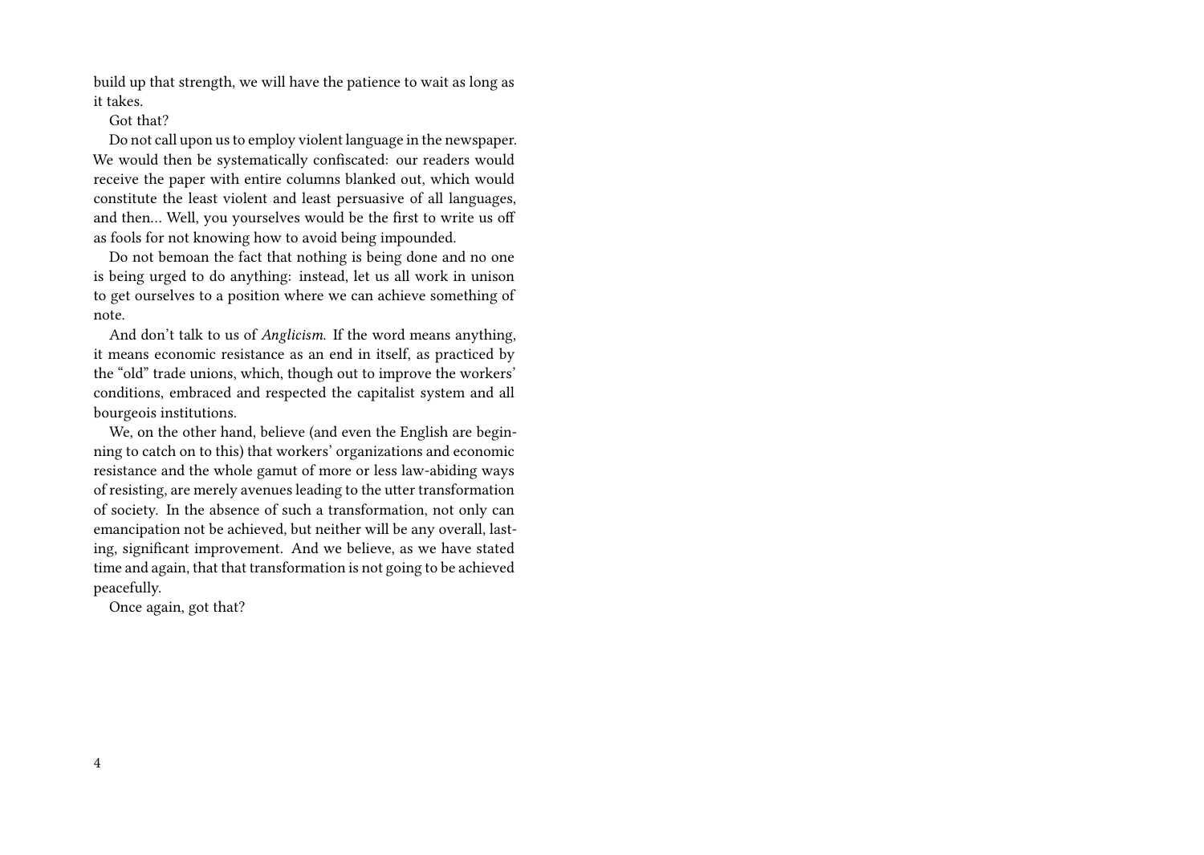build up that strength, we will have the patience to wait as long as it takes.

Got that?

Do not call upon us to employ violent language in the newspaper. We would then be systematically confiscated: our readers would receive the paper with entire columns blanked out, which would constitute the least violent and least persuasive of all languages, and then… Well, you yourselves would be the first to write us off as fools for not knowing how to avoid being impounded.

Do not bemoan the fact that nothing is being done and no one is being urged to do anything: instead, let us all work in unison to get ourselves to a position where we can achieve something of note.

And don't talk to us of *Anglicism*. If the word means anything, it means economic resistance as an end in itself, as practiced by the "old" trade unions, which, though out to improve the workers' conditions, embraced and respected the capitalist system and all bourgeois institutions.

We, on the other hand, believe (and even the English are beginning to catch on to this) that workers' organizations and economic resistance and the whole gamut of more or less law-abiding ways of resisting, are merely avenues leading to the utter transformation of society. In the absence of such a transformation, not only can emancipation not be achieved, but neither will be any overall, lasting, significant improvement. And we believe, as we have stated time and again, that that transformation is not going to be achieved peacefully.

Once again, got that?